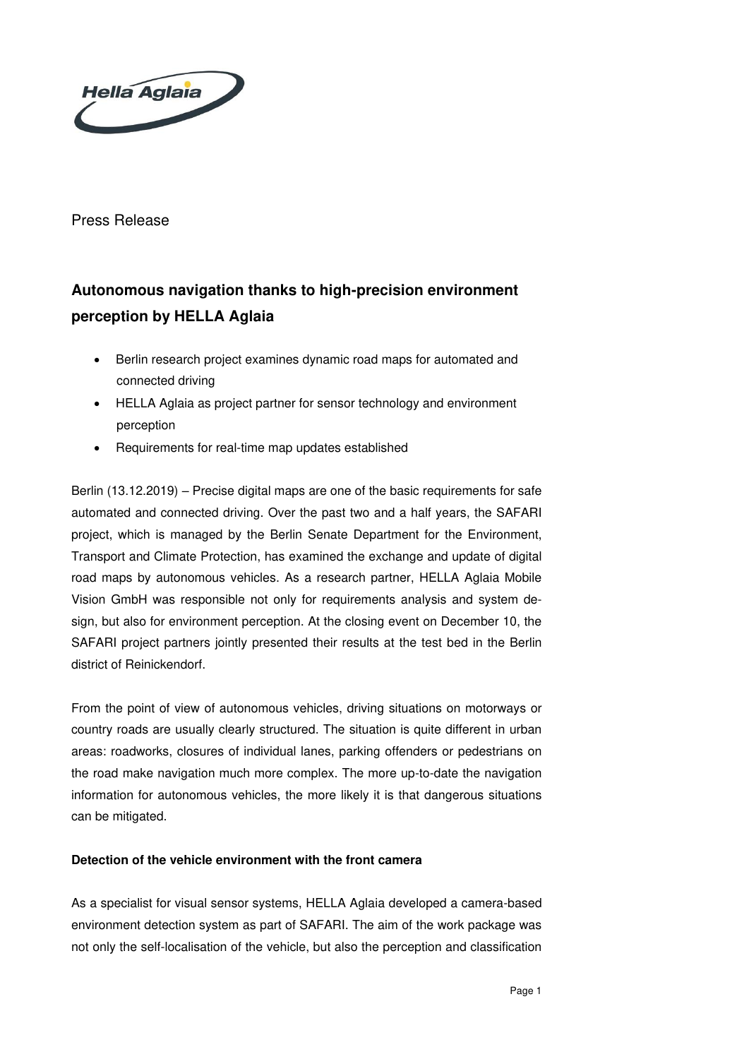Press Release

# Autonomous navigation thanks to high-precision environment perception by HELLA Aglaia

- Berlin research project examines dynamic road maps for automated and connected driving
- HELLA Aglaia as project partner for sensor technology and environment perception
- Requirements for real-time map updates established

Berlin (13.12.2019) – Precise digital maps are one of the basic requirements for safe automated and connected driving. Over the past two and a half years, the SAFARI project, which is managed by the Berlin Senate Department for the Environment, Transport and Climate Protection, has examined the exchange and update of digital road maps by autonomous vehicles. As a research partner, HELLA Aglaia Mobile Vision GmbH was responsible not only for requirements analysis and system design, but also for environment perception. At the closing event on December 10, the SAFARI project partners jointly presented their results at the test bed in the Berlin district of Reinickendorf.

From the point of view of autonomous vehicles, driving situations on motorways or country roads are usually clearly structured. The situation is quite different in urban areas: roadworks, closures of individual lanes, parking offenders or pedestrians on the road make navigation much more complex. The more up-to-date the navigation information for autonomous vehicles, the more likely it is that dangerous situations can be mitigated.

**Detection of the vehicle environment with the front camera**

As a specialist for visual sensor systems, HELLA Aglaia developed a camera-based environment detection system as part of SAFARI. The aim of the work package was not only the self-localisation of the vehicle, but also the perception and classification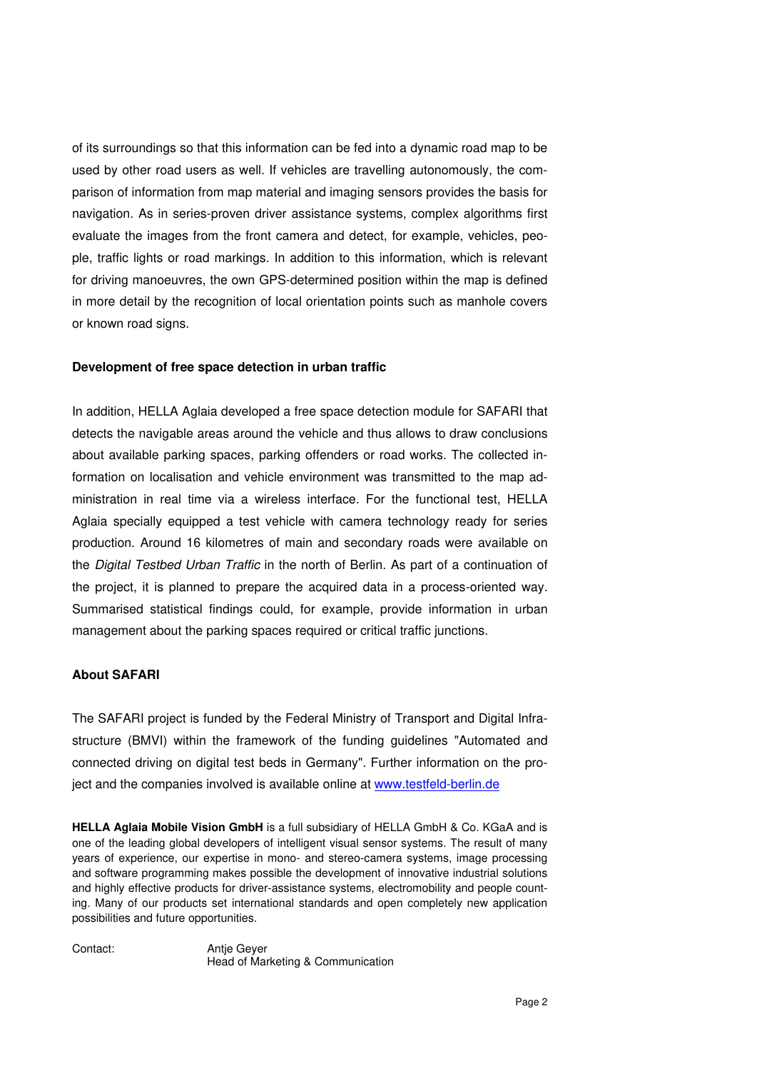of its surroundings so that this information can be fed into a dynamic road map to be used by other road users as well. If vehicles are travelling autonomously, the comparison of information from map material and imaging sensors provides the basis for navigation. As in series-proven driver assistance systems, complex algorithms first evaluate the images from the front camera and detect, for example, vehicles, people, traffic lights or road markings. In addition to this information, which is relevant for driving manoeuvres, the own GPS-determined position within the map is defined in more detail by the recognition of local orientation points such as manhole covers or known road signs.

**Development of free space detection in urban traffic**

In addition, HELLA Aglaia developed a free space detection module for SAFARI that detects the navigable areas around the vehicle and thus allows to draw conclusions about available parking spaces, parking offenders or road works. The collected information on localisation and vehicle environment was transmitted to the map administration in real time via a wireless interface. For the functional test, HELLA Aglaia specially equipped a test vehicle with camera technology ready for series production. Around 16 kilometres of main and secondary roads were available on the *Digital Testbed Urban Traffic* in the north of Berlin. As part of a continuation of the project, it is planned to prepare the acquired data in a process-oriented way. Summarised statistical findings could, for example, provide information in urban management about the parking spaces required or critical traffic junctions.

**About SAFARI**

The SAFARI project is funded by the Federal Ministry of Transport and Digital Infrastructure (BMVI) within the framework of the funding guidelines "Automated and connected driving on digital test beds in Germany". Further information on the project and the companies involved is available online at [www.testfeld-berlin.de](http://www.testfeld-berlin.de)

**HELLA Aglaia Mobile Vision GmbH** is a full subsidiary of HELLA GmbH & Co. KGaA and is one of the leading global developers of intelligent visual sensor systems. The result of many years of experience, our expertise in mono- and stereo-camera systems, image processing and software programming makes possible the development of innovative industrial solutions and highly effective products for driver-assistance systems, electromobility and people counting. Many of our products set international standards and open completely new application possibilities and future opportunities.

Contact: Antje Geyer
Head of Marketing & Communication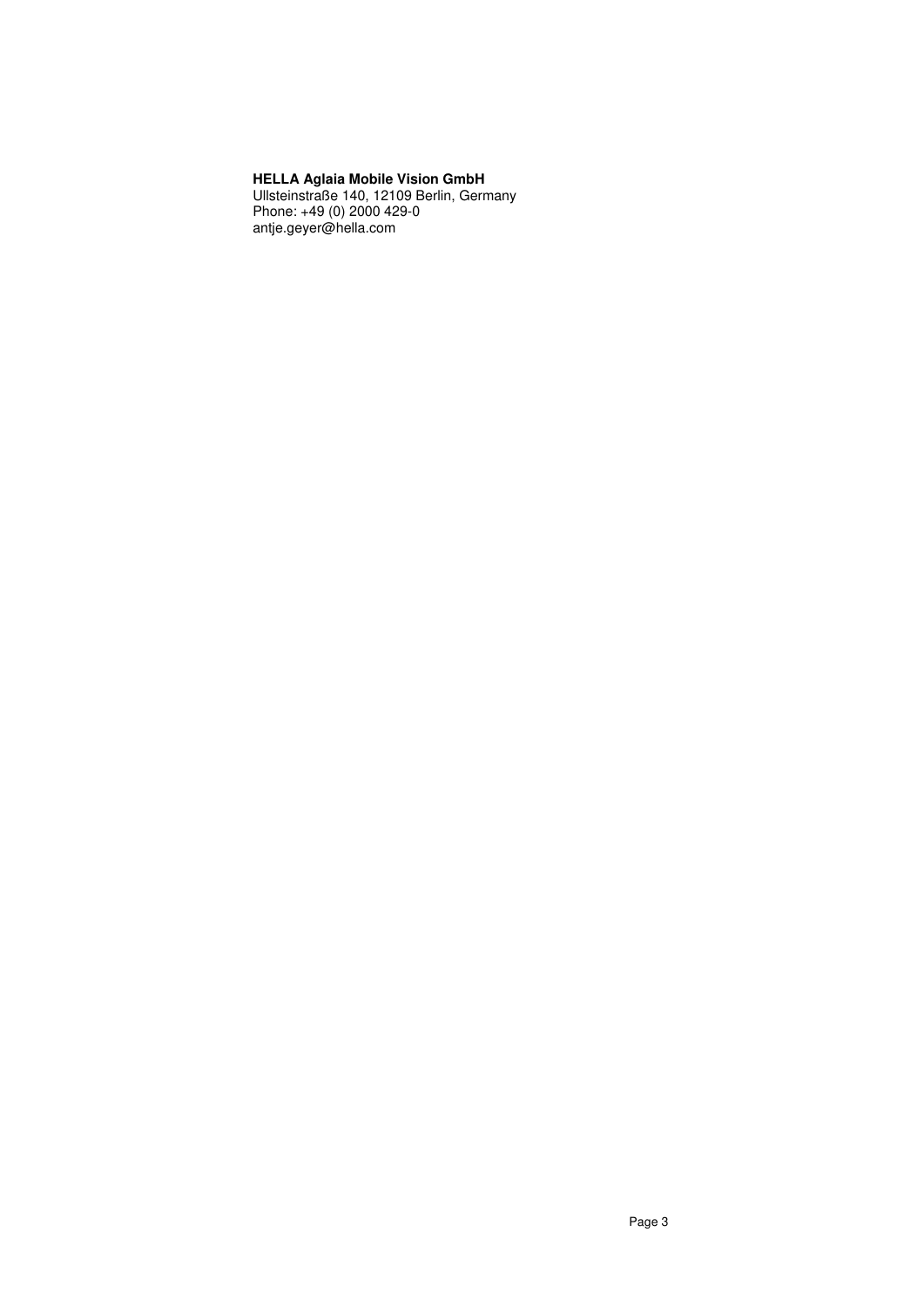**HELLA Aglaia Mobile Vision GmbH**
Ullsteinstraße 140, 12109 Berlin, Germany
Phone: +49 (0) 2000 429-0
antje.geyer@hella.com